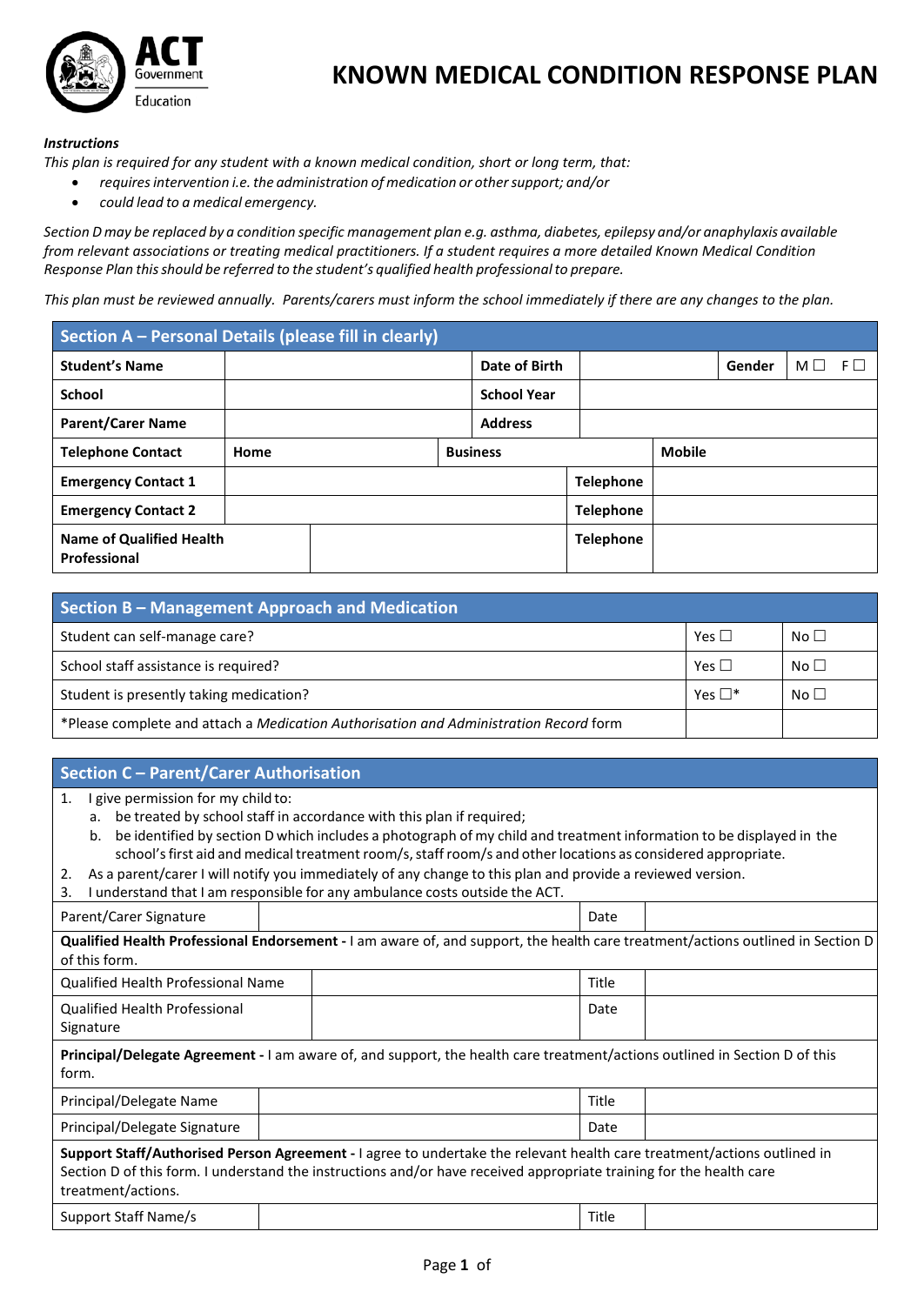ACT Government Education

# KNOWN MEDICAL CONDITION RESPONSE PLAN

***Instructions***

*This plan is required for any student with a known medical condition, short or long term, that:*

- *requires intervention i.e. the administration of medication or other support; and/or*
- *could lead to a medical emergency.*

*Section D may be replaced by a condition specific management plan e.g. asthma, diabetes, epilepsy and/or anaphylaxis available from relevant associations or treating medical practitioners. If a student requires a more detailed Known Medical Condition Response Plan this should be referred to the student's qualified health professional to prepare.*

*This plan must be reviewed annually. Parents/carers must inform the school immediately if there are any changes to the plan.*

## Section A – Personal Details (please fill in clearly)

| **Student's Name** | | **Date of Birth** | | **Gender** | M ☐ F ☐ |
|---|---|---|---|---|---|
| **School** | | **School Year** | | | |
| **Parent/Carer Name** | | **Address** | | | |
| **Telephone Contact** | **Home** | **Business** | | **Mobile** | |
| **Emergency Contact 1** | | **Telephone** | | | |
| **Emergency Contact 2** | | **Telephone** | | | |
| **Name of Qualified Health Professional** | | **Telephone** | | | |

## Section B – Management Approach and Medication

| | | |
|---|---|---|
| Student can self-manage care? | Yes ☐ | No ☐ |
| School staff assistance is required? | Yes ☐ | No ☐ |
| Student is presently taking medication? | Yes ☐* | No ☐ |
| *Please complete and attach a *Medication Authorisation and Administration Record* form | | |

## Section C – Parent/Carer Authorisation

1. I give permission for my child to:
   a. be treated by school staff in accordance with this plan if required;
   b. be identified by section D which includes a photograph of my child and treatment information to be displayed in the school's first aid and medical treatment room/s, staff room/s and other locations as considered appropriate.
2. As a parent/carer I will notify you immediately of any change to this plan and provide a reviewed version.
3. I understand that I am responsible for any ambulance costs outside the ACT.

| Parent/Carer Signature | | Date | |
|---|---|---|---|

**Qualified Health Professional Endorsement -** I am aware of, and support, the health care treatment/actions outlined in Section D of this form.

| Qualified Health Professional Name | | Title | |
|---|---|---|---|
| Qualified Health Professional Signature | | Date | |

**Principal/Delegate Agreement -** I am aware of, and support, the health care treatment/actions outlined in Section D of this form.

| Principal/Delegate Name | | Title | |
|---|---|---|---|
| Principal/Delegate Signature | | Date | |

**Support Staff/Authorised Person Agreement -** I agree to undertake the relevant health care treatment/actions outlined in Section D of this form. I understand the instructions and/or have received appropriate training for the health care treatment/actions.

| Support Staff Name/s | | Title | |
|---|---|---|---|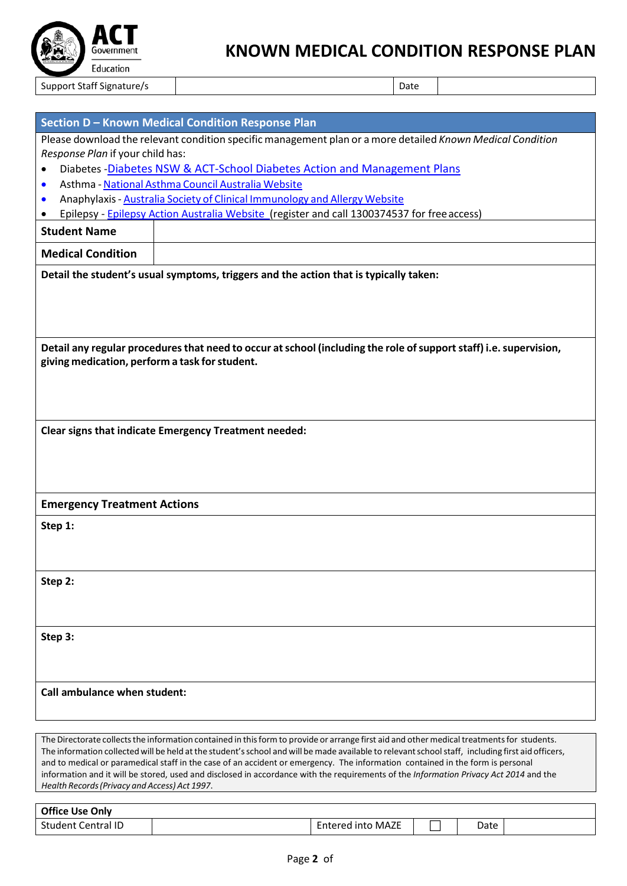# KNOWN MEDICAL CONDITION RESPONSE PLAN

| | | | |
|---|---|---|---|
| Support Staff Signature/s | | Date | |

## Section D – Known Medical Condition Response Plan

Please download the relevant condition specific management plan or a more detailed *Known Medical Condition Response Plan* if your child has:

- Diabetes -Diabetes NSW & ACT-School Diabetes Action and Management Plans
- Asthma - National Asthma Council Australia Website
- Anaphylaxis - Australia Society of Clinical Immunology and Allergy Website
- Epilepsy - Epilepsy Action Australia Website (register and call 1300374537 for free access)

| | |
|---|---|
| **Student Name** | |
| **Medical Condition** | |

**Detail the student's usual symptoms, triggers and the action that is typically taken:**

**Detail any regular procedures that need to occur at school (including the role of support staff) i.e. supervision, giving medication, perform a task for student.**

**Clear signs that indicate Emergency Treatment needed:**

**Emergency Treatment Actions**

**Step 1:**

**Step 2:**

**Step 3:**

**Call ambulance when student:**

The Directorate collects the information contained in this form to provide or arrange first aid and other medical treatments for students. The information collected will be held at the student's school and will be made available to relevant school staff, including first aid officers, and to medical or paramedical staff in the case of an accident or emergency. The information contained in the form is personal information and it will be stored, used and disclosed in accordance with the requirements of the *Information Privacy Act 2014* and the *Health Records (Privacy and Access) Act 1997*.

| **Office Use Only** | | | | | |
|---|---|---|---|---|---|
| Student Central ID | | Entered into MAZE | ☐ | Date | |